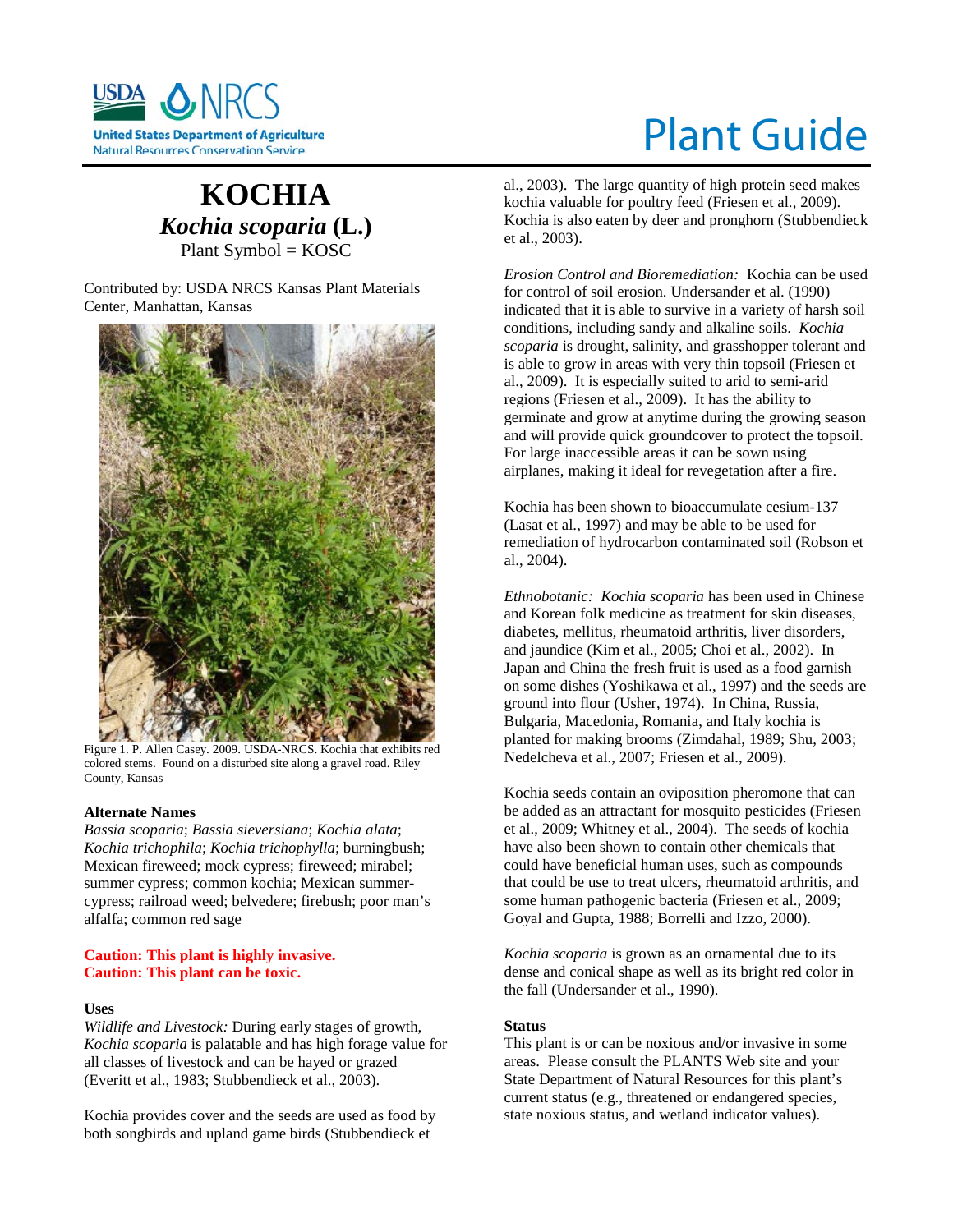# KOCHIA

## *Kochia scoparia* (L.)

Plant Symbol = KOSC

Contributed by: USDA NRCS Kansas Plant Materials Center, Manhattan, Kansas

Figure 1. P. Allen Casey. 2009. USDA-NRCS. Kochia that exhibits red colored stems. Found on a disturbed site along a gravel road. Riley County, Kansas

### Alternate Names

*Bassia scoparia*; *Bassia sieversiana*; *Kochia alata*; *Kochia trichophila*; *Kochia trichophylla*; burningbush; Mexican fireweed; mock cypress; fireweed; mirabel; summer cypress; common kochia; Mexican summer-cypress; railroad weed; belvedere; firebush; poor man's alfalfa; common red sage

**Caution: This plant is highly invasive.**
**Caution: This plant can be toxic.**

### Uses

*Wildlife and Livestock:* During early stages of growth, *Kochia scoparia* is palatable and has high forage value for all classes of livestock and can be hayed or grazed (Everitt et al., 1983; Stubbendieck et al., 2003).

Kochia provides cover and the seeds are used as food by both songbirds and upland game birds (Stubbendieck et al., 2003). The large quantity of high protein seed makes kochia valuable for poultry feed (Friesen et al., 2009). Kochia is also eaten by deer and pronghorn (Stubbendieck et al., 2003).

*Erosion Control and Bioremediation:* Kochia can be used for control of soil erosion. Undersander et al. (1990) indicated that it is able to survive in a variety of harsh soil conditions, including sandy and alkaline soils. *Kochia scoparia* is drought, salinity, and grasshopper tolerant and is able to grow in areas with very thin topsoil (Friesen et al., 2009). It is especially suited to arid to semi-arid regions (Friesen et al., 2009). It has the ability to germinate and grow at anytime during the growing season and will provide quick groundcover to protect the topsoil. For large inaccessible areas it can be sown using airplanes, making it ideal for revegetation after a fire.

Kochia has been shown to bioaccumulate cesium-137 (Lasat et al., 1997) and may be able to be used for remediation of hydrocarbon contaminated soil (Robson et al., 2004).

*Ethnobotanic:* *Kochia scoparia* has been used in Chinese and Korean folk medicine as treatment for skin diseases, diabetes, mellitus, rheumatoid arthritis, liver disorders, and jaundice (Kim et al., 2005; Choi et al., 2002). In Japan and China the fresh fruit is used as a food garnish on some dishes (Yoshikawa et al., 1997) and the seeds are ground into flour (Usher, 1974). In China, Russia, Bulgaria, Macedonia, Romania, and Italy kochia is planted for making brooms (Zimdahal, 1989; Shu, 2003; Nedelcheva et al., 2007; Friesen et al., 2009).

Kochia seeds contain an oviposition pheromone that can be added as an attractant for mosquito pesticides (Friesen et al., 2009; Whitney et al., 2004). The seeds of kochia have also been shown to contain other chemicals that could have beneficial human uses, such as compounds that could be use to treat ulcers, rheumatoid arthritis, and some human pathogenic bacteria (Friesen et al., 2009; Goyal and Gupta, 1988; Borrelli and Izzo, 2000).

*Kochia scoparia* is grown as an ornamental due to its dense and conical shape as well as its bright red color in the fall (Undersander et al., 1990).

### Status

This plant is or can be noxious and/or invasive in some areas. Please consult the PLANTS Web site and your State Department of Natural Resources for this plant's current status (e.g., threatened or endangered species, state noxious status, and wetland indicator values).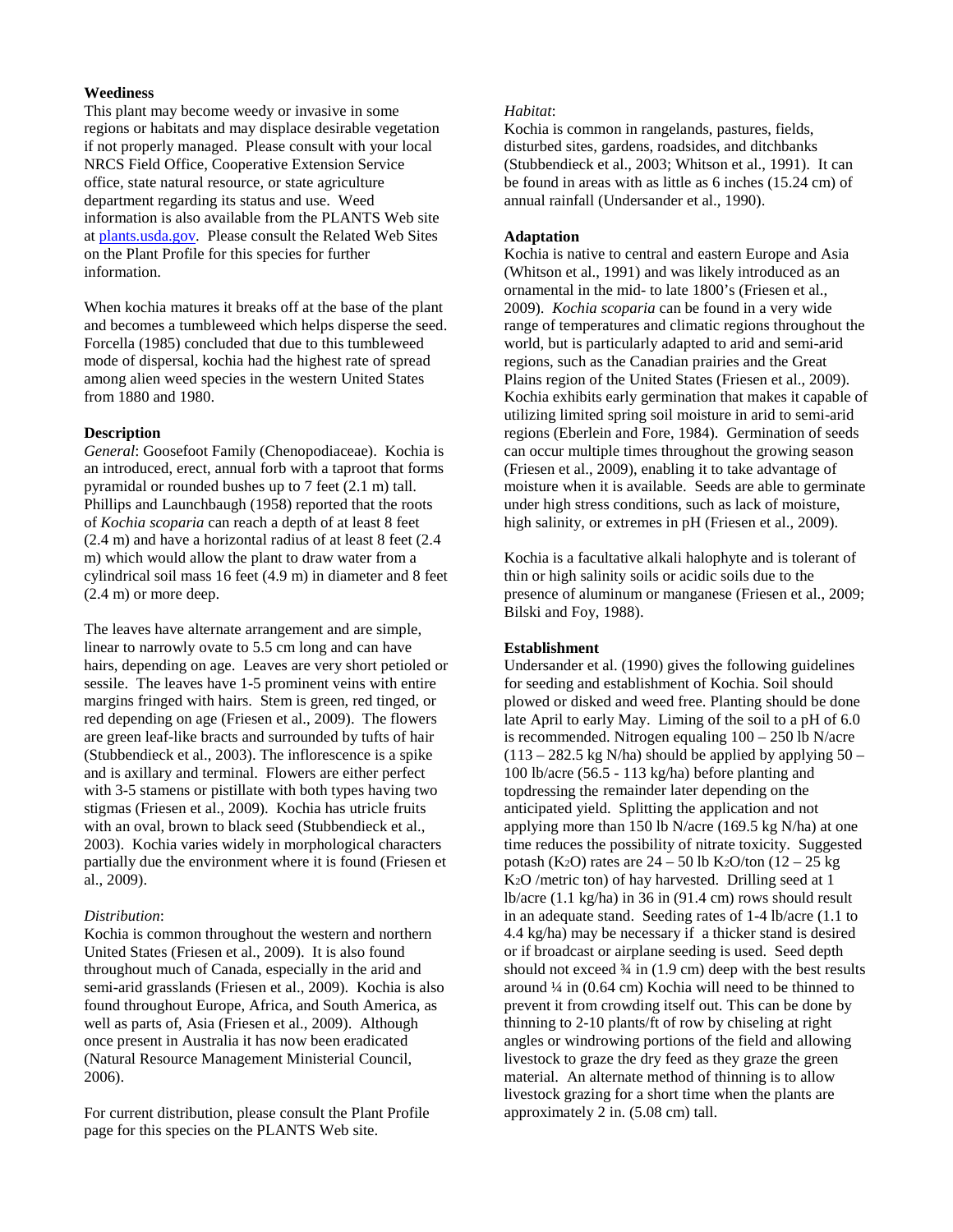### Weediness

This plant may become weedy or invasive in some regions or habitats and may displace desirable vegetation if not properly managed. Please consult with your local NRCS Field Office, Cooperative Extension Service office, state natural resource, or state agriculture department regarding its status and use. Weed information is also available from the PLANTS Web site at [plants.usda.gov](plants.usda.gov). Please consult the Related Web Sites on the Plant Profile for this species for further information.

When kochia matures it breaks off at the base of the plant and becomes a tumbleweed which helps disperse the seed. Forcella (1985) concluded that due to this tumbleweed mode of dispersal, kochia had the highest rate of spread among alien weed species in the western United States from 1880 and 1980.

### Description

*General*: Goosefoot Family (Chenopodiaceae). Kochia is an introduced, erect, annual forb with a taproot that forms pyramidal or rounded bushes up to 7 feet (2.1 m) tall. Phillips and Launchbaugh (1958) reported that the roots of *Kochia scoparia* can reach a depth of at least 8 feet (2.4 m) and have a horizontal radius of at least 8 feet (2.4 m) which would allow the plant to draw water from a cylindrical soil mass 16 feet (4.9 m) in diameter and 8 feet (2.4 m) or more deep.

The leaves have alternate arrangement and are simple, linear to narrowly ovate to 5.5 cm long and can have hairs, depending on age. Leaves are very short petioled or sessile. The leaves have 1-5 prominent veins with entire margins fringed with hairs. Stem is green, red tinged, or red depending on age (Friesen et al., 2009). The flowers are green leaf-like bracts and surrounded by tufts of hair (Stubbendieck et al., 2003). The inflorescence is a spike and is axillary and terminal. Flowers are either perfect with 3-5 stamens or pistillate with both types having two stigmas (Friesen et al., 2009). Kochia has utricle fruits with an oval, brown to black seed (Stubbendieck et al., 2003). Kochia varies widely in morphological characters partially due the environment where it is found (Friesen et al., 2009).

*Distribution*:
Kochia is common throughout the western and northern United States (Friesen et al., 2009). It is also found throughout much of Canada, especially in the arid and semi-arid grasslands (Friesen et al., 2009). Kochia is also found throughout Europe, Africa, and South America, as well as parts of, Asia (Friesen et al., 2009). Although once present in Australia it has now been eradicated (Natural Resource Management Ministerial Council, 2006).

For current distribution, please consult the Plant Profile page for this species on the PLANTS Web site.

*Habitat*:
Kochia is common in rangelands, pastures, fields, disturbed sites, gardens, roadsides, and ditchbanks (Stubbendieck et al., 2003; Whitson et al., 1991). It can be found in areas with as little as 6 inches (15.24 cm) of annual rainfall (Undersander et al., 1990).

### Adaptation

Kochia is native to central and eastern Europe and Asia (Whitson et al., 1991) and was likely introduced as an ornamental in the mid- to late 1800's (Friesen et al., 2009). *Kochia scoparia* can be found in a very wide range of temperatures and climatic regions throughout the world, but is particularly adapted to arid and semi-arid regions, such as the Canadian prairies and the Great Plains region of the United States (Friesen et al., 2009). Kochia exhibits early germination that makes it capable of utilizing limited spring soil moisture in arid to semi-arid regions (Eberlein and Fore, 1984). Germination of seeds can occur multiple times throughout the growing season (Friesen et al., 2009), enabling it to take advantage of moisture when it is available. Seeds are able to germinate under high stress conditions, such as lack of moisture, high salinity, or extremes in pH (Friesen et al., 2009).

Kochia is a facultative alkali halophyte and is tolerant of thin or high salinity soils or acidic soils due to the presence of aluminum or manganese (Friesen et al., 2009; Bilski and Foy, 1988).

### Establishment

Undersander et al. (1990) gives the following guidelines for seeding and establishment of Kochia. Soil should plowed or disked and weed free. Planting should be done late April to early May. Liming of the soil to a pH of 6.0 is recommended. Nitrogen equaling 100 – 250 lb N/acre (113 – 282.5 kg N/ha) should be applied by applying 50 – 100 lb/acre (56.5 - 113 kg/ha) before planting and topdressing the remainder later depending on the anticipated yield. Splitting the application and not applying more than 150 lb N/acre (169.5 kg N/ha) at one time reduces the possibility of nitrate toxicity. Suggested potash ($K_2O$) rates are 24 – 50 lb $K_2O$/ton (12 – 25 kg $K_2O$ /metric ton) of hay harvested. Drilling seed at 1 lb/acre (1.1 kg/ha) in 36 in (91.4 cm) rows should result in an adequate stand. Seeding rates of 1-4 lb/acre (1.1 to 4.4 kg/ha) may be necessary if a thicker stand is desired or if broadcast or airplane seeding is used. Seed depth should not exceed ¾ in (1.9 cm) deep with the best results around ¼ in (0.64 cm) Kochia will need to be thinned to prevent it from crowding itself out. This can be done by thinning to 2-10 plants/ft of row by chiseling at right angles or windrowing portions of the field and allowing livestock to graze the dry feed as they graze the green material. An alternate method of thinning is to allow livestock grazing for a short time when the plants are approximately 2 in. (5.08 cm) tall.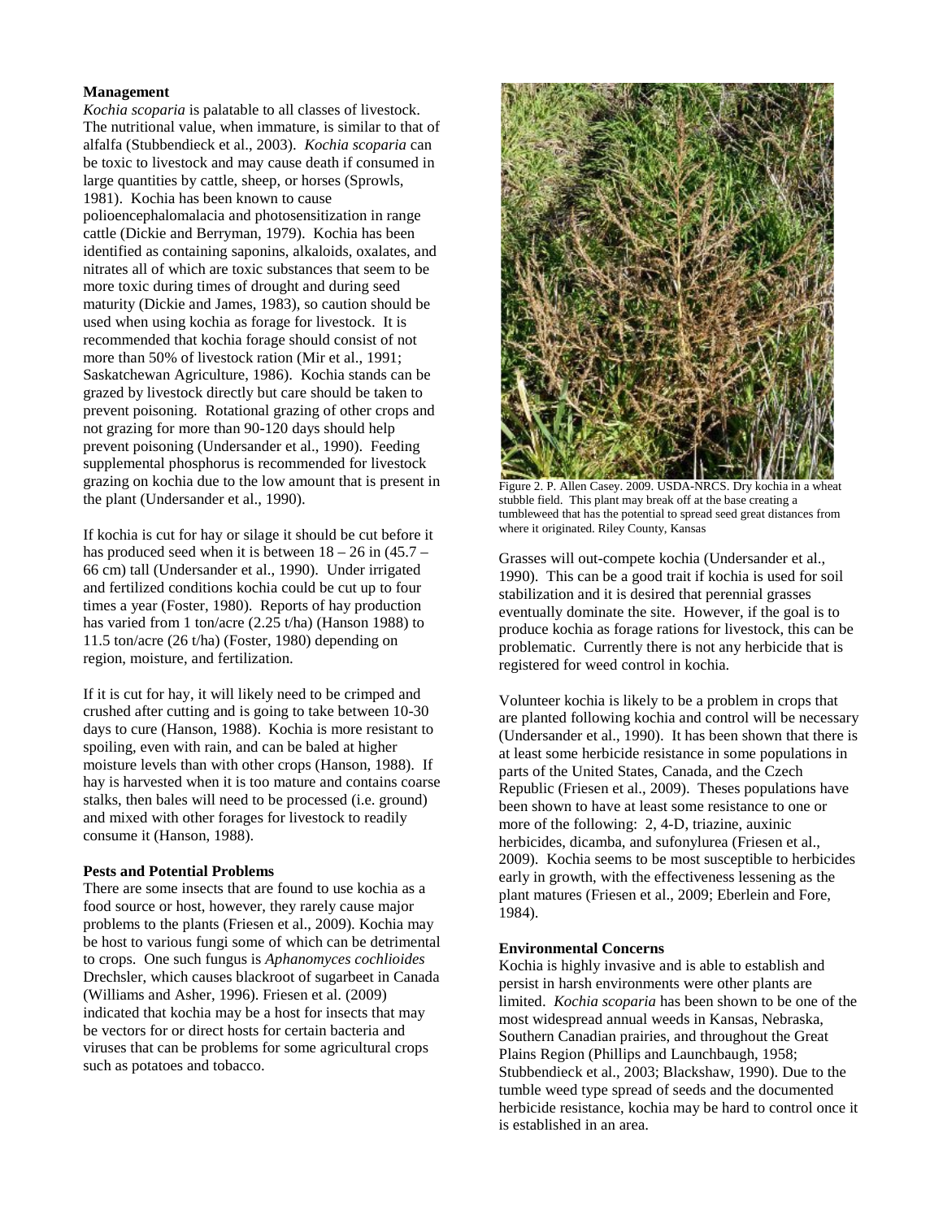**Management**

*Kochia scoparia* is palatable to all classes of livestock. The nutritional value, when immature, is similar to that of alfalfa (Stubbendieck et al., 2003). *Kochia scoparia* can be toxic to livestock and may cause death if consumed in large quantities by cattle, sheep, or horses (Sprowls, 1981). Kochia has been known to cause polioencephalomalacia and photosensitization in range cattle (Dickie and Berryman, 1979). Kochia has been identified as containing saponins, alkaloids, oxalates, and nitrates all of which are toxic substances that seem to be more toxic during times of drought and during seed maturity (Dickie and James, 1983), so caution should be used when using kochia as forage for livestock. It is recommended that kochia forage should consist of not more than 50% of livestock ration (Mir et al., 1991; Saskatchewan Agriculture, 1986). Kochia stands can be grazed by livestock directly but care should be taken to prevent poisoning. Rotational grazing of other crops and not grazing for more than 90-120 days should help prevent poisoning (Undersander et al., 1990). Feeding supplemental phosphorus is recommended for livestock grazing on kochia due to the low amount that is present in the plant (Undersander et al., 1990).

If kochia is cut for hay or silage it should be cut before it has produced seed when it is between 18 – 26 in (45.7 – 66 cm) tall (Undersander et al., 1990). Under irrigated and fertilized conditions kochia could be cut up to four times a year (Foster, 1980). Reports of hay production has varied from 1 ton/acre (2.25 t/ha) (Hanson 1988) to 11.5 ton/acre (26 t/ha) (Foster, 1980) depending on region, moisture, and fertilization.

If it is cut for hay, it will likely need to be crimped and crushed after cutting and is going to take between 10-30 days to cure (Hanson, 1988). Kochia is more resistant to spoiling, even with rain, and can be baled at higher moisture levels than with other crops (Hanson, 1988). If hay is harvested when it is too mature and contains coarse stalks, then bales will need to be processed (i.e. ground) and mixed with other forages for livestock to readily consume it (Hanson, 1988).

**Pests and Potential Problems**

There are some insects that are found to use kochia as a food source or host, however, they rarely cause major problems to the plants (Friesen et al., 2009). Kochia may be host to various fungi some of which can be detrimental to crops. One such fungus is *Aphanomyces cochlioides* Drechsler, which causes blackroot of sugarbeet in Canada (Williams and Asher, 1996). Friesen et al. (2009) indicated that kochia may be a host for insects that may be vectors for or direct hosts for certain bacteria and viruses that can be problems for some agricultural crops such as potatoes and tobacco.

Figure 2. P. Allen Casey. 2009. USDA-NRCS. Dry kochia in a wheat stubble field. This plant may break off at the base creating a tumbleweed that has the potential to spread seed great distances from where it originated. Riley County, Kansas

Grasses will out-compete kochia (Undersander et al., 1990). This can be a good trait if kochia is used for soil stabilization and it is desired that perennial grasses eventually dominate the site. However, if the goal is to produce kochia as forage rations for livestock, this can be problematic. Currently there is not any herbicide that is registered for weed control in kochia.

Volunteer kochia is likely to be a problem in crops that are planted following kochia and control will be necessary (Undersander et al., 1990). It has been shown that there is at least some herbicide resistance in some populations in parts of the United States, Canada, and the Czech Republic (Friesen et al., 2009). Theses populations have been shown to have at least some resistance to one or more of the following: 2, 4-D, triazine, auxinic herbicides, dicamba, and sufonylurea (Friesen et al., 2009). Kochia seems to be most susceptible to herbicides early in growth, with the effectiveness lessening as the plant matures (Friesen et al., 2009; Eberlein and Fore, 1984).

**Environmental Concerns**

Kochia is highly invasive and is able to establish and persist in harsh environments were other plants are limited. *Kochia scoparia* has been shown to be one of the most widespread annual weeds in Kansas, Nebraska, Southern Canadian prairies, and throughout the Great Plains Region (Phillips and Launchbaugh, 1958; Stubbendieck et al., 2003; Blackshaw, 1990). Due to the tumble weed type spread of seeds and the documented herbicide resistance, kochia may be hard to control once it is established in an area.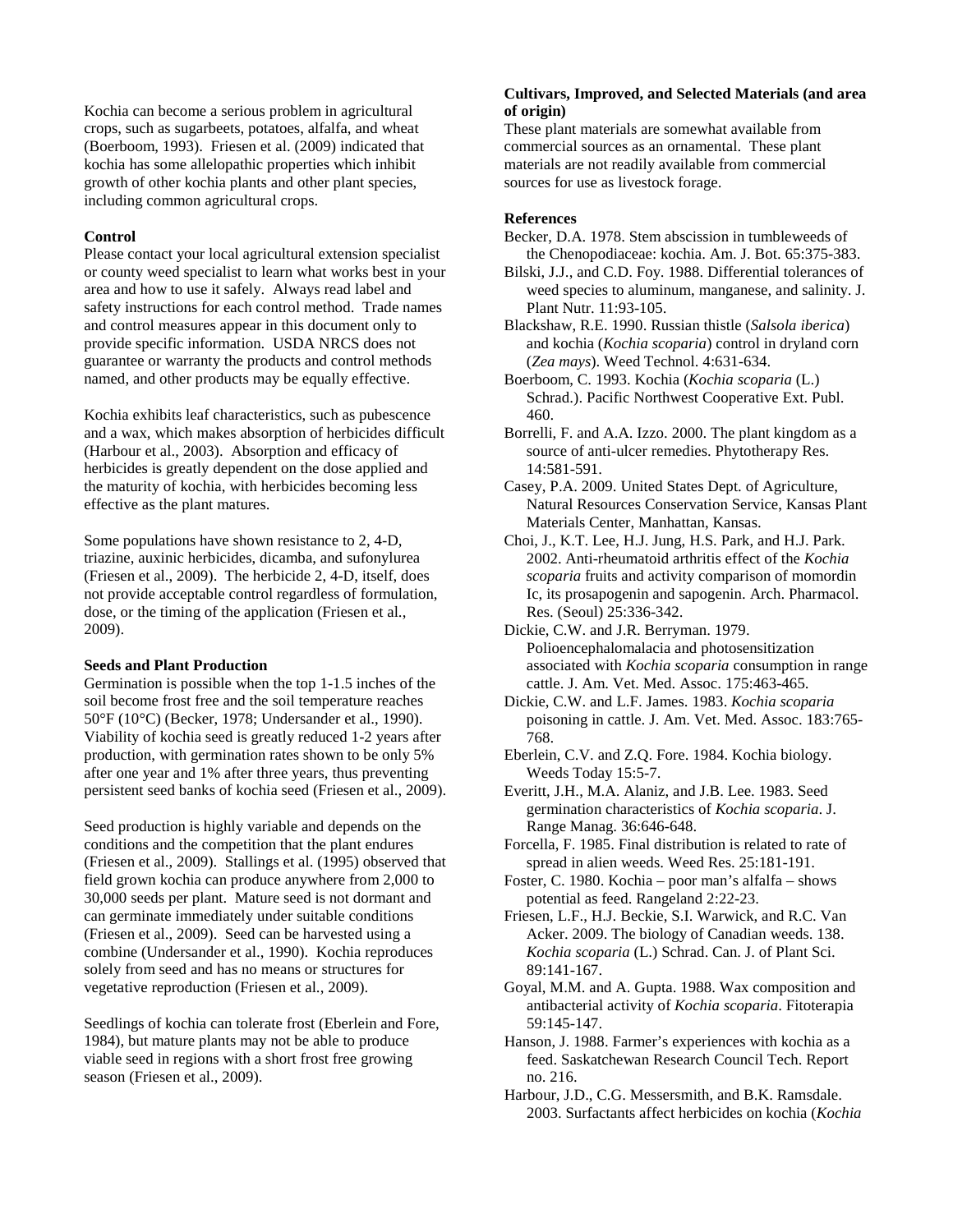Kochia can become a serious problem in agricultural crops, such as sugarbeets, potatoes, alfalfa, and wheat (Boerboom, 1993). Friesen et al. (2009) indicated that kochia has some allelopathic properties which inhibit growth of other kochia plants and other plant species, including common agricultural crops.

**Control**

Please contact your local agricultural extension specialist or county weed specialist to learn what works best in your area and how to use it safely. Always read label and safety instructions for each control method. Trade names and control measures appear in this document only to provide specific information. USDA NRCS does not guarantee or warranty the products and control methods named, and other products may be equally effective.

Kochia exhibits leaf characteristics, such as pubescence and a wax, which makes absorption of herbicides difficult (Harbour et al., 2003). Absorption and efficacy of herbicides is greatly dependent on the dose applied and the maturity of kochia, with herbicides becoming less effective as the plant matures.

Some populations have shown resistance to 2, 4-D, triazine, auxinic herbicides, dicamba, and sufonylurea (Friesen et al., 2009). The herbicide 2, 4-D, itself, does not provide acceptable control regardless of formulation, dose, or the timing of the application (Friesen et al., 2009).

**Seeds and Plant Production**

Germination is possible when the top 1-1.5 inches of the soil become frost free and the soil temperature reaches 50°F (10°C) (Becker, 1978; Undersander et al., 1990). Viability of kochia seed is greatly reduced 1-2 years after production, with germination rates shown to be only 5% after one year and 1% after three years, thus preventing persistent seed banks of kochia seed (Friesen et al., 2009).

Seed production is highly variable and depends on the conditions and the competition that the plant endures (Friesen et al., 2009). Stallings et al. (1995) observed that field grown kochia can produce anywhere from 2,000 to 30,000 seeds per plant. Mature seed is not dormant and can germinate immediately under suitable conditions (Friesen et al., 2009). Seed can be harvested using a combine (Undersander et al., 1990). Kochia reproduces solely from seed and has no means or structures for vegetative reproduction (Friesen et al., 2009).

Seedlings of kochia can tolerate frost (Eberlein and Fore, 1984), but mature plants may not be able to produce viable seed in regions with a short frost free growing season (Friesen et al., 2009).

**Cultivars, Improved, and Selected Materials (and area of origin)**

These plant materials are somewhat available from commercial sources as an ornamental. These plant materials are not readily available from commercial sources for use as livestock forage.

**References**

Becker, D.A. 1978. Stem abscission in tumbleweeds of the Chenopodiaceae: kochia. Am. J. Bot. 65:375-383.

Bilski, J.J., and C.D. Foy. 1988. Differential tolerances of weed species to aluminum, manganese, and salinity. J. Plant Nutr. 11:93-105.

Blackshaw, R.E. 1990. Russian thistle (*Salsola iberica*) and kochia (*Kochia scoparia*) control in dryland corn (*Zea mays*). Weed Technol. 4:631-634.

Boerboom, C. 1993. Kochia (*Kochia scoparia* (L.) Schrad.). Pacific Northwest Cooperative Ext. Publ. 460.

Borrelli, F. and A.A. Izzo. 2000. The plant kingdom as a source of anti-ulcer remedies. Phytotherapy Res. 14:581-591.

Casey, P.A. 2009. United States Dept. of Agriculture, Natural Resources Conservation Service, Kansas Plant Materials Center, Manhattan, Kansas.

Choi, J., K.T. Lee, H.J. Jung, H.S. Park, and H.J. Park. 2002. Anti-rheumatoid arthritis effect of the *Kochia scoparia* fruits and activity comparison of momordin Ic, its prosapogenin and sapogenin. Arch. Pharmacol. Res. (Seoul) 25:336-342.

Dickie, C.W. and J.R. Berryman. 1979. Polioencephalomalacia and photosensitization associated with *Kochia scoparia* consumption in range cattle. J. Am. Vet. Med. Assoc. 175:463-465.

Dickie, C.W. and L.F. James. 1983. *Kochia scoparia* poisoning in cattle. J. Am. Vet. Med. Assoc. 183:765-768.

Eberlein, C.V. and Z.Q. Fore. 1984. Kochia biology. Weeds Today 15:5-7.

Everitt, J.H., M.A. Alaniz, and J.B. Lee. 1983. Seed germination characteristics of *Kochia scoparia*. J. Range Manag. 36:646-648.

Forcella, F. 1985. Final distribution is related to rate of spread in alien weeds. Weed Res. 25:181-191.

Foster, C. 1980. Kochia – poor man's alfalfa – shows potential as feed. Rangeland 2:22-23.

Friesen, L.F., H.J. Beckie, S.I. Warwick, and R.C. Van Acker. 2009. The biology of Canadian weeds. 138. *Kochia scoparia* (L.) Schrad. Can. J. of Plant Sci. 89:141-167.

Goyal, M.M. and A. Gupta. 1988. Wax composition and antibacterial activity of *Kochia scoparia*. Fitoterapia 59:145-147.

Hanson, J. 1988. Farmer's experiences with kochia as a feed. Saskatchewan Research Council Tech. Report no. 216.

Harbour, J.D., C.G. Messersmith, and B.K. Ramsdale. 2003. Surfactants affect herbicides on kochia (*Kochia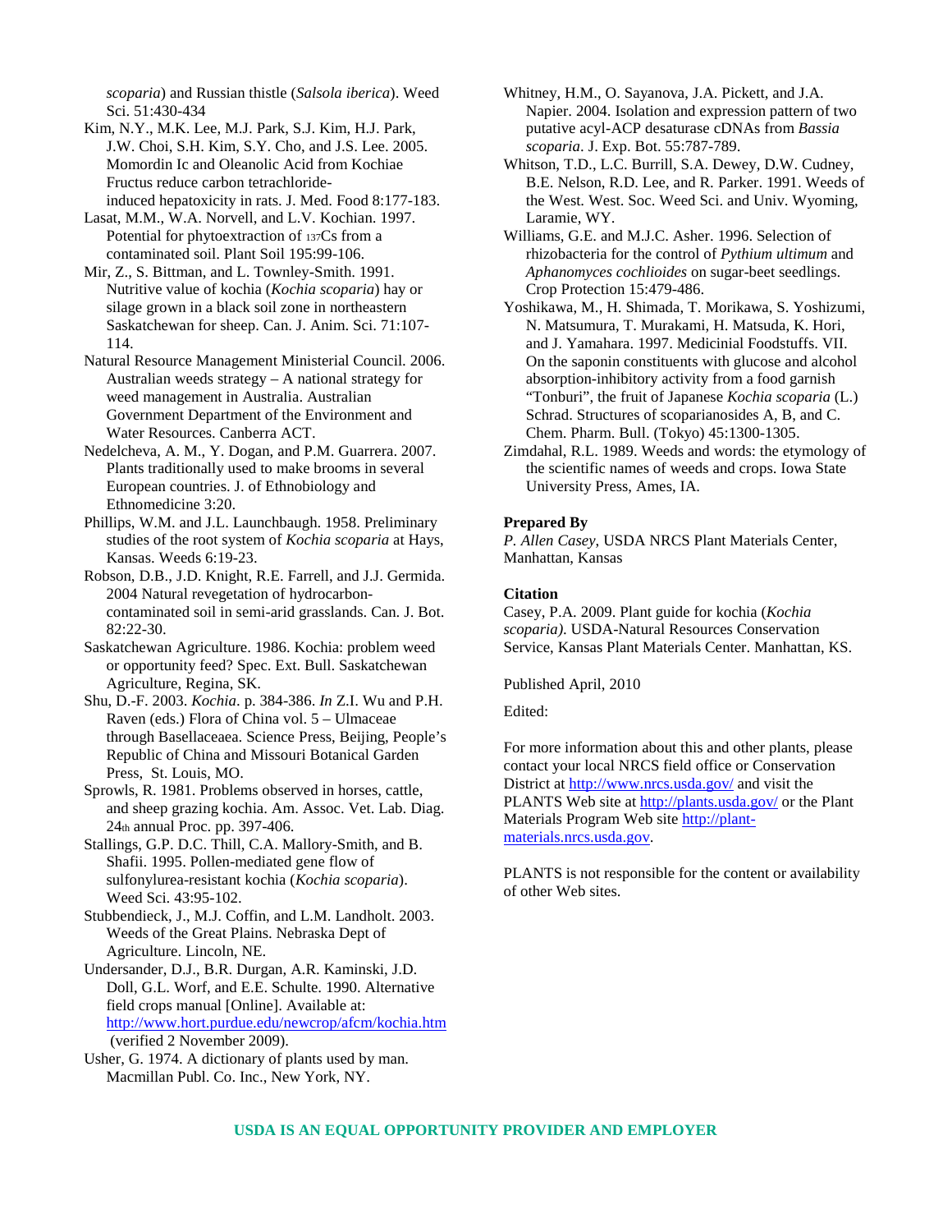*scoparia*) and Russian thistle (*Salsola iberica*). Weed Sci. 51:430-434

Kim, N.Y., M.K. Lee, M.J. Park, S.J. Kim, H.J. Park, J.W. Choi, S.H. Kim, S.Y. Cho, and J.S. Lee. 2005. Momordin Ic and Oleanolic Acid from Kochiae Fructus reduce carbon tetrachloride-induced hepatoxicity in rats. J. Med. Food 8:177-183.

Lasat, M.M., W.A. Norvell, and L.V. Kochian. 1997. Potential for phytoextraction of $^{137}$Cs from a contaminated soil. Plant Soil 195:99-106.

Mir, Z., S. Bittman, and L. Townley-Smith. 1991. Nutritive value of kochia (*Kochia scoparia*) hay or silage grown in a black soil zone in northeastern Saskatchewan for sheep. Can. J. Anim. Sci. 71:107-114.

Natural Resource Management Ministerial Council. 2006. Australian weeds strategy – A national strategy for weed management in Australia. Australian Government Department of the Environment and Water Resources. Canberra ACT.

Nedelcheva, A. M., Y. Dogan, and P.M. Guarrera. 2007. Plants traditionally used to make brooms in several European countries. J. of Ethnobiology and Ethnomedicine 3:20.

Phillips, W.M. and J.L. Launchbaugh. 1958. Preliminary studies of the root system of *Kochia scoparia* at Hays, Kansas. Weeds 6:19-23.

Robson, D.B., J.D. Knight, R.E. Farrell, and J.J. Germida. 2004 Natural revegetation of hydrocarbon-contaminated soil in semi-arid grasslands. Can. J. Bot. 82:22-30.

Saskatchewan Agriculture. 1986. Kochia: problem weed or opportunity feed? Spec. Ext. Bull. Saskatchewan Agriculture, Regina, SK.

Shu, D.-F. 2003. *Kochia*. p. 384-386. *In* Z.I. Wu and P.H. Raven (eds.) Flora of China vol. 5 – Ulmaceae through Basellaceaea. Science Press, Beijing, People's Republic of China and Missouri Botanical Garden Press, St. Louis, MO.

Sprowls, R. 1981. Problems observed in horses, cattle, and sheep grazing kochia. Am. Assoc. Vet. Lab. Diag. 24th annual Proc. pp. 397-406.

Stallings, G.P. D.C. Thill, C.A. Mallory-Smith, and B. Shafii. 1995. Pollen-mediated gene flow of sulfonylurea-resistant kochia (*Kochia scoparia*). Weed Sci. 43:95-102.

Stubbendieck, J., M.J. Coffin, and L.M. Landholt. 2003. Weeds of the Great Plains. Nebraska Dept of Agriculture. Lincoln, NE.

Undersander, D.J., B.R. Durgan, A.R. Kaminski, J.D. Doll, G.L. Worf, and E.E. Schulte. 1990. Alternative field crops manual [Online]. Available at: http://www.hort.purdue.edu/newcrop/afcm/kochia.htm (verified 2 November 2009).

Usher, G. 1974. A dictionary of plants used by man. Macmillan Publ. Co. Inc., New York, NY.

Whitney, H.M., O. Sayanova, J.A. Pickett, and J.A. Napier. 2004. Isolation and expression pattern of two putative acyl-ACP desaturase cDNAs from *Bassia scoparia*. J. Exp. Bot. 55:787-789.

Whitson, T.D., L.C. Burrill, S.A. Dewey, D.W. Cudney, B.E. Nelson, R.D. Lee, and R. Parker. 1991. Weeds of the West. West. Soc. Weed Sci. and Univ. Wyoming, Laramie, WY.

Williams, G.E. and M.J.C. Asher. 1996. Selection of rhizobacteria for the control of *Pythium ultimum* and *Aphanomyces cochlioides* on sugar-beet seedlings. Crop Protection 15:479-486.

Yoshikawa, M., H. Shimada, T. Morikawa, S. Yoshizumi, N. Matsumura, T. Murakami, H. Matsuda, K. Hori, and J. Yamahara. 1997. Medicinial Foodstuffs. VII. On the saponin constituents with glucose and alcohol absorption-inhibitory activity from a food garnish "Tonburi", the fruit of Japanese *Kochia scoparia* (L.) Schrad. Structures of scoparianosides A, B, and C. Chem. Pharm. Bull. (Tokyo) 45:1300-1305.

Zimdahal, R.L. 1989. Weeds and words: the etymology of the scientific names of weeds and crops. Iowa State University Press, Ames, IA.

**Prepared By**

*P. Allen Casey*, USDA NRCS Plant Materials Center, Manhattan, Kansas

**Citation**

Casey, P.A. 2009. Plant guide for kochia (*Kochia scoparia).* USDA-Natural Resources Conservation Service, Kansas Plant Materials Center. Manhattan, KS.

Published April, 2010

Edited:

For more information about this and other plants, please contact your local NRCS field office or Conservation District at http://www.nrcs.usda.gov/ and visit the PLANTS Web site at http://plants.usda.gov/ or the Plant Materials Program Web site http://plant-materials.nrcs.usda.gov.

PLANTS is not responsible for the content or availability of other Web sites.

**USDA IS AN EQUAL OPPORTUNITY PROVIDER AND EMPLOYER**